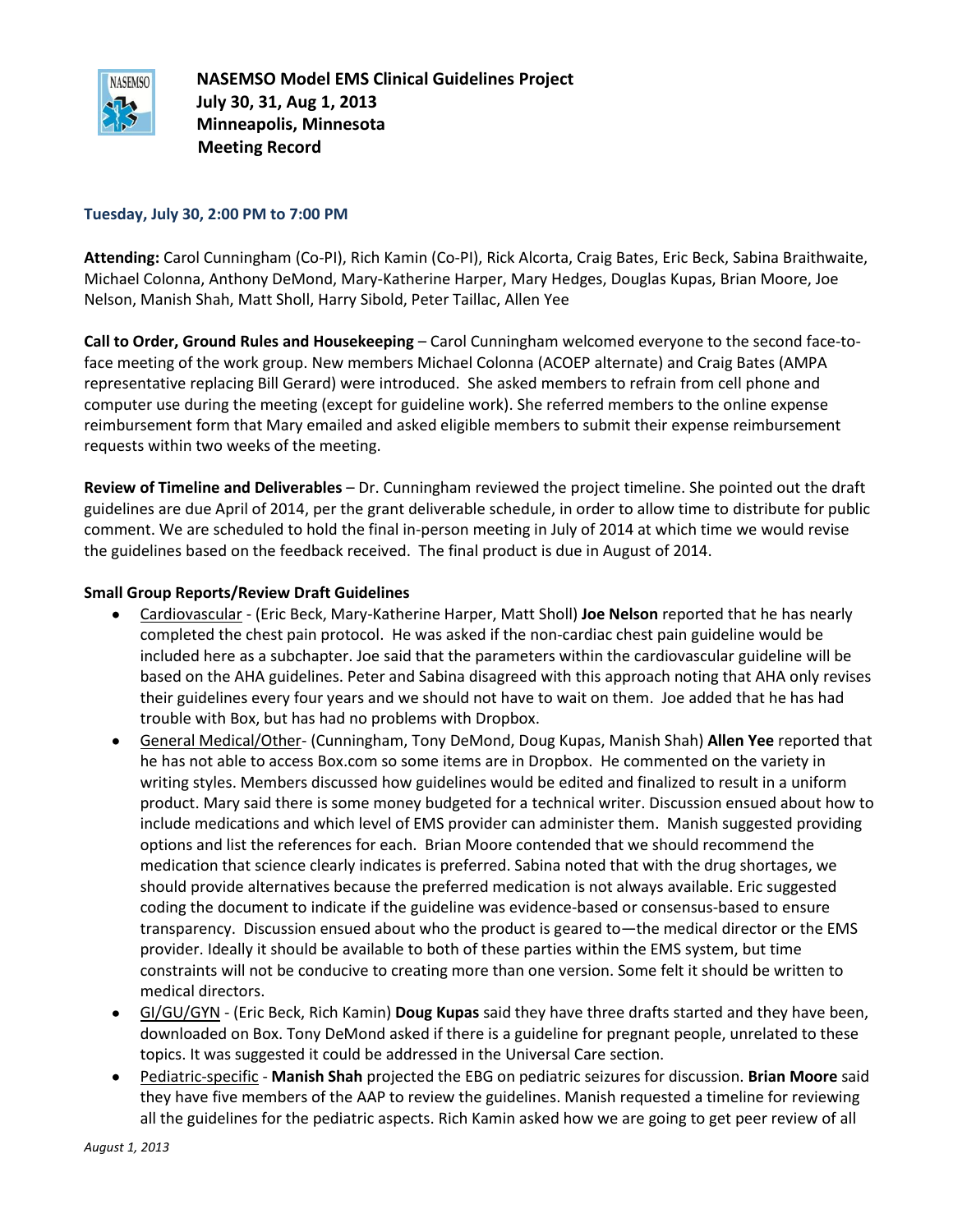# NASEMSO Model EMS Clinical Guidelines Project

**July 30, 31, Aug 1, 2013**
**Minneapolis, Minnesota**
**Meeting Record**

### Tuesday, July 30, 2:00 PM to 7:00 PM

**Attending:** Carol Cunningham (Co-PI), Rich Kamin (Co-PI), Rick Alcorta, Craig Bates, Eric Beck, Sabina Braithwaite, Michael Colonna, Anthony DeMond, Mary-Katherine Harper, Mary Hedges, Douglas Kupas, Brian Moore, Joe Nelson, Manish Shah, Matt Sholl, Harry Sibold, Peter Taillac, Allen Yee

**Call to Order, Ground Rules and Housekeeping** – Carol Cunningham welcomed everyone to the second face-to-face meeting of the work group. New members Michael Colonna (ACOEP alternate) and Craig Bates (AMPA representative replacing Bill Gerard) were introduced. She asked members to refrain from cell phone and computer use during the meeting (except for guideline work). She referred members to the online expense reimbursement form that Mary emailed and asked eligible members to submit their expense reimbursement requests within two weeks of the meeting.

**Review of Timeline and Deliverables** – Dr. Cunningham reviewed the project timeline. She pointed out the draft guidelines are due April of 2014, per the grant deliverable schedule, in order to allow time to distribute for public comment. We are scheduled to hold the final in-person meeting in July of 2014 at which time we would revise the guidelines based on the feedback received. The final product is due in August of 2014.

**Small Group Reports/Review Draft Guidelines**

- Cardiovascular - (Eric Beck, Mary-Katherine Harper, Matt Sholl) **Joe Nelson** reported that he has nearly completed the chest pain protocol. He was asked if the non-cardiac chest pain guideline would be included here as a subchapter. Joe said that the parameters within the cardiovascular guideline will be based on the AHA guidelines. Peter and Sabina disagreed with this approach noting that AHA only revises their guidelines every four years and we should not have to wait on them. Joe added that he has had trouble with Box, but has had no problems with Dropbox.
- General Medical/Other- (Cunningham, Tony DeMond, Doug Kupas, Manish Shah) **Allen Yee** reported that he has not able to access Box.com so some items are in Dropbox. He commented on the variety in writing styles. Members discussed how guidelines would be edited and finalized to result in a uniform product. Mary said there is some money budgeted for a technical writer. Discussion ensued about how to include medications and which level of EMS provider can administer them. Manish suggested providing options and list the references for each. Brian Moore contended that we should recommend the medication that science clearly indicates is preferred. Sabina noted that with the drug shortages, we should provide alternatives because the preferred medication is not always available. Eric suggested coding the document to indicate if the guideline was evidence-based or consensus-based to ensure transparency. Discussion ensued about who the product is geared to—the medical director or the EMS provider. Ideally it should be available to both of these parties within the EMS system, but time constraints will not be conducive to creating more than one version. Some felt it should be written to medical directors.
- GI/GU/GYN - (Eric Beck, Rich Kamin) **Doug Kupas** said they have three drafts started and they have been, downloaded on Box. Tony DeMond asked if there is a guideline for pregnant people, unrelated to these topics. It was suggested it could be addressed in the Universal Care section.
- Pediatric-specific - **Manish Shah** projected the EBG on pediatric seizures for discussion. **Brian Moore** said they have five members of the AAP to review the guidelines. Manish requested a timeline for reviewing all the guidelines for the pediatric aspects. Rich Kamin asked how we are going to get peer review of all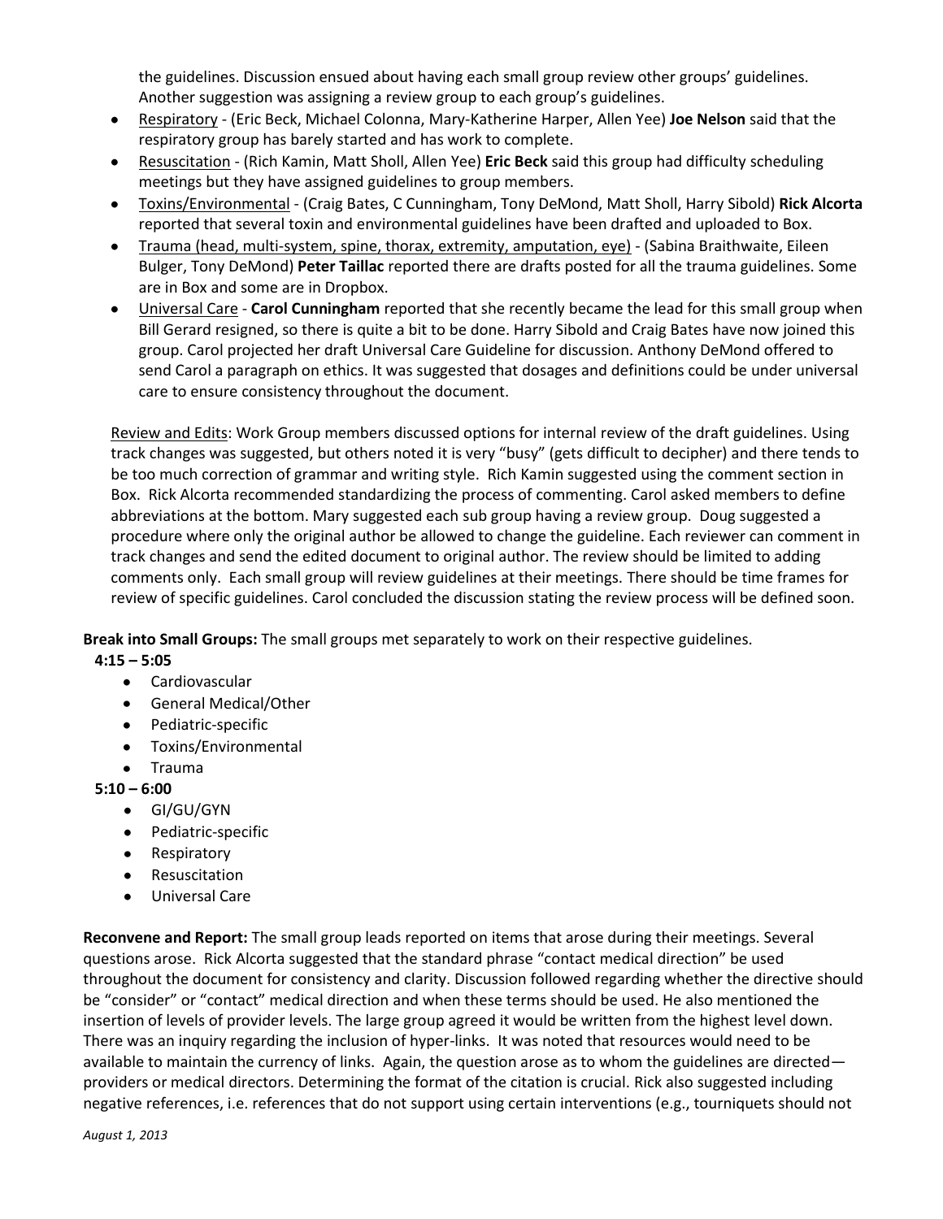the guidelines. Discussion ensued about having each small group review other groups' guidelines. Another suggestion was assigning a review group to each group's guidelines.

- Respiratory - (Eric Beck, Michael Colonna, Mary-Katherine Harper, Allen Yee) **Joe Nelson** said that the respiratory group has barely started and has work to complete.
- Resuscitation - (Rich Kamin, Matt Sholl, Allen Yee) **Eric Beck** said this group had difficulty scheduling meetings but they have assigned guidelines to group members.
- Toxins/Environmental - (Craig Bates, C Cunningham, Tony DeMond, Matt Sholl, Harry Sibold) **Rick Alcorta** reported that several toxin and environmental guidelines have been drafted and uploaded to Box.
- Trauma (head, multi-system, spine, thorax, extremity, amputation, eye) - (Sabina Braithwaite, Eileen Bulger, Tony DeMond) **Peter Taillac** reported there are drafts posted for all the trauma guidelines. Some are in Box and some are in Dropbox.
- Universal Care - **Carol Cunningham** reported that she recently became the lead for this small group when Bill Gerard resigned, so there is quite a bit to be done. Harry Sibold and Craig Bates have now joined this group. Carol projected her draft Universal Care Guideline for discussion. Anthony DeMond offered to send Carol a paragraph on ethics. It was suggested that dosages and definitions could be under universal care to ensure consistency throughout the document.

Review and Edits: Work Group members discussed options for internal review of the draft guidelines. Using track changes was suggested, but others noted it is very "busy" (gets difficult to decipher) and there tends to be too much correction of grammar and writing style. Rich Kamin suggested using the comment section in Box. Rick Alcorta recommended standardizing the process of commenting. Carol asked members to define abbreviations at the bottom. Mary suggested each sub group having a review group. Doug suggested a procedure where only the original author be allowed to change the guideline. Each reviewer can comment in track changes and send the edited document to original author. The review should be limited to adding comments only. Each small group will review guidelines at their meetings. There should be time frames for review of specific guidelines. Carol concluded the discussion stating the review process will be defined soon.

**Break into Small Groups:** The small groups met separately to work on their respective guidelines.

**4:15 – 5:05**

- Cardiovascular
- General Medical/Other
- Pediatric-specific
- Toxins/Environmental
- Trauma

**5:10 – 6:00**

- GI/GU/GYN
- Pediatric-specific
- Respiratory
- Resuscitation
- Universal Care

**Reconvene and Report:** The small group leads reported on items that arose during their meetings. Several questions arose. Rick Alcorta suggested that the standard phrase "contact medical direction" be used throughout the document for consistency and clarity. Discussion followed regarding whether the directive should be "consider" or "contact" medical direction and when these terms should be used. He also mentioned the insertion of levels of provider levels. The large group agreed it would be written from the highest level down. There was an inquiry regarding the inclusion of hyper-links. It was noted that resources would need to be available to maintain the currency of links. Again, the question arose as to whom the guidelines are directed—providers or medical directors. Determining the format of the citation is crucial. Rick also suggested including negative references, i.e. references that do not support using certain interventions (e.g., tourniquets should not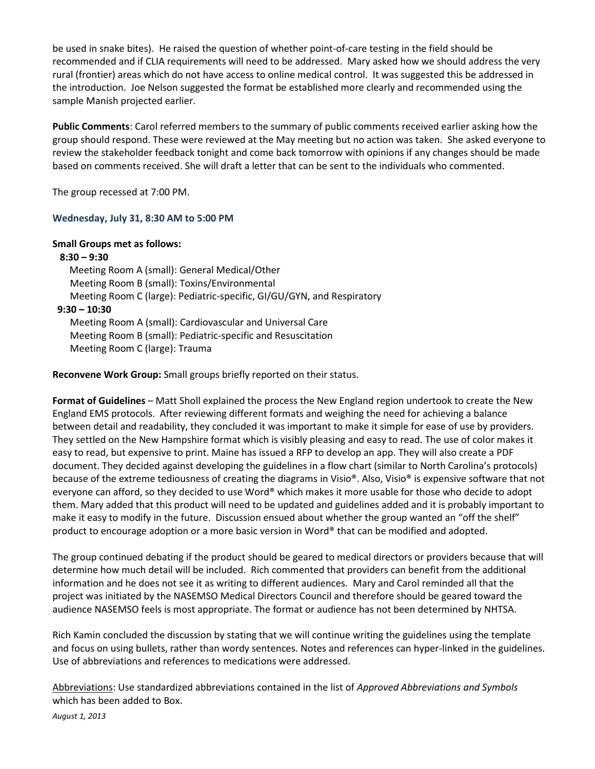be used in snake bites). He raised the question of whether point-of-care testing in the field should be recommended and if CLIA requirements will need to be addressed. Mary asked how we should address the very rural (frontier) areas which do not have access to online medical control. It was suggested this be addressed in the introduction. Joe Nelson suggested the format be established more clearly and recommended using the sample Manish projected earlier.

**Public Comments**: Carol referred members to the summary of public comments received earlier asking how the group should respond. These were reviewed at the May meeting but no action was taken. She asked everyone to review the stakeholder feedback tonight and come back tomorrow with opinions if any changes should be made based on comments received. She will draft a letter that can be sent to the individuals who commented.

The group recessed at 7:00 PM.

### Wednesday, July 31, 8:30 AM to 5:00 PM

**Small Groups met as follows:**

**8:30 – 9:30**

- Meeting Room A (small): General Medical/Other
- Meeting Room B (small): Toxins/Environmental
- Meeting Room C (large): Pediatric-specific, GI/GU/GYN, and Respiratory

**9:30 – 10:30**

- Meeting Room A (small): Cardiovascular and Universal Care
- Meeting Room B (small): Pediatric-specific and Resuscitation
- Meeting Room C (large): Trauma

**Reconvene Work Group:** Small groups briefly reported on their status.

**Format of Guidelines** – Matt Sholl explained the process the New England region undertook to create the New England EMS protocols. After reviewing different formats and weighing the need for achieving a balance between detail and readability, they concluded it was important to make it simple for ease of use by providers. They settled on the New Hampshire format which is visibly pleasing and easy to read. The use of color makes it easy to read, but expensive to print. Maine has issued a RFP to develop an app. They will also create a PDF document. They decided against developing the guidelines in a flow chart (similar to North Carolina's protocols) because of the extreme tediousness of creating the diagrams in Visio®. Also, Visio® is expensive software that not everyone can afford, so they decided to use Word® which makes it more usable for those who decide to adopt them. Mary added that this product will need to be updated and guidelines added and it is probably important to make it easy to modify in the future. Discussion ensued about whether the group wanted an "off the shelf" product to encourage adoption or a more basic version in Word® that can be modified and adopted.

The group continued debating if the product should be geared to medical directors or providers because that will determine how much detail will be included. Rich commented that providers can benefit from the additional information and he does not see it as writing to different audiences. Mary and Carol reminded all that the project was initiated by the NASEMSO Medical Directors Council and therefore should be geared toward the audience NASEMSO feels is most appropriate. The format or audience has not been determined by NHTSA.

Rich Kamin concluded the discussion by stating that we will continue writing the guidelines using the template and focus on using bullets, rather than wordy sentences. Notes and references can hyper-linked in the guidelines. Use of abbreviations and references to medications were addressed.

<u>Abbreviations</u>: Use standardized abbreviations contained in the list of *Approved Abbreviations and Symbols* which has been added to Box.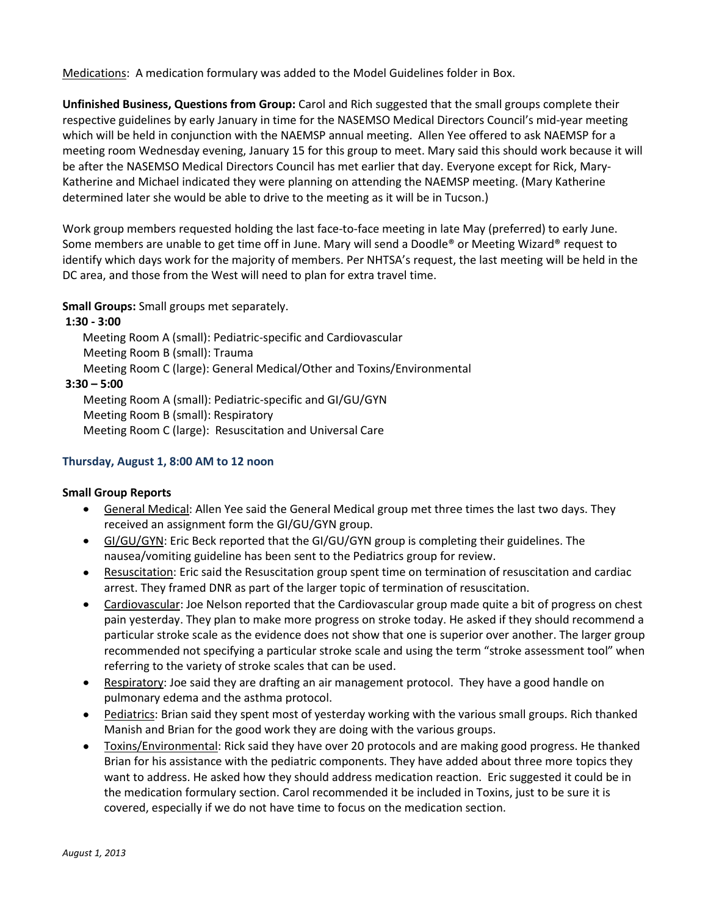Medications: A medication formulary was added to the Model Guidelines folder in Box.

**Unfinished Business, Questions from Group:** Carol and Rich suggested that the small groups complete their respective guidelines by early January in time for the NASEMSO Medical Directors Council's mid-year meeting which will be held in conjunction with the NAEMSP annual meeting. Allen Yee offered to ask NAEMSP for a meeting room Wednesday evening, January 15 for this group to meet. Mary said this should work because it will be after the NASEMSO Medical Directors Council has met earlier that day. Everyone except for Rick, Mary-Katherine and Michael indicated they were planning on attending the NAEMSP meeting. (Mary Katherine determined later she would be able to drive to the meeting as it will be in Tucson.)

Work group members requested holding the last face-to-face meeting in late May (preferred) to early June. Some members are unable to get time off in June. Mary will send a Doodle® or Meeting Wizard® request to identify which days work for the majority of members. Per NHTSA's request, the last meeting will be held in the DC area, and those from the West will need to plan for extra travel time.

**Small Groups:** Small groups met separately.

**1:30 - 3:00**

Meeting Room A (small): Pediatric-specific and Cardiovascular
Meeting Room B (small): Trauma
Meeting Room C (large): General Medical/Other and Toxins/Environmental

**3:30 – 5:00**

Meeting Room A (small): Pediatric-specific and GI/GU/GYN
Meeting Room B (small): Respiratory
Meeting Room C (large): Resuscitation and Universal Care

### Thursday, August 1, 8:00 AM to 12 noon

**Small Group Reports**

- General Medical: Allen Yee said the General Medical group met three times the last two days. They received an assignment form the GI/GU/GYN group.
- GI/GU/GYN: Eric Beck reported that the GI/GU/GYN group is completing their guidelines. The nausea/vomiting guideline has been sent to the Pediatrics group for review.
- Resuscitation: Eric said the Resuscitation group spent time on termination of resuscitation and cardiac arrest. They framed DNR as part of the larger topic of termination of resuscitation.
- Cardiovascular: Joe Nelson reported that the Cardiovascular group made quite a bit of progress on chest pain yesterday. They plan to make more progress on stroke today. He asked if they should recommend a particular stroke scale as the evidence does not show that one is superior over another. The larger group recommended not specifying a particular stroke scale and using the term "stroke assessment tool" when referring to the variety of stroke scales that can be used.
- Respiratory: Joe said they are drafting an air management protocol. They have a good handle on pulmonary edema and the asthma protocol.
- Pediatrics: Brian said they spent most of yesterday working with the various small groups. Rich thanked Manish and Brian for the good work they are doing with the various groups.
- Toxins/Environmental: Rick said they have over 20 protocols and are making good progress. He thanked Brian for his assistance with the pediatric components. They have added about three more topics they want to address. He asked how they should address medication reaction. Eric suggested it could be in the medication formulary section. Carol recommended it be included in Toxins, just to be sure it is covered, especially if we do not have time to focus on the medication section.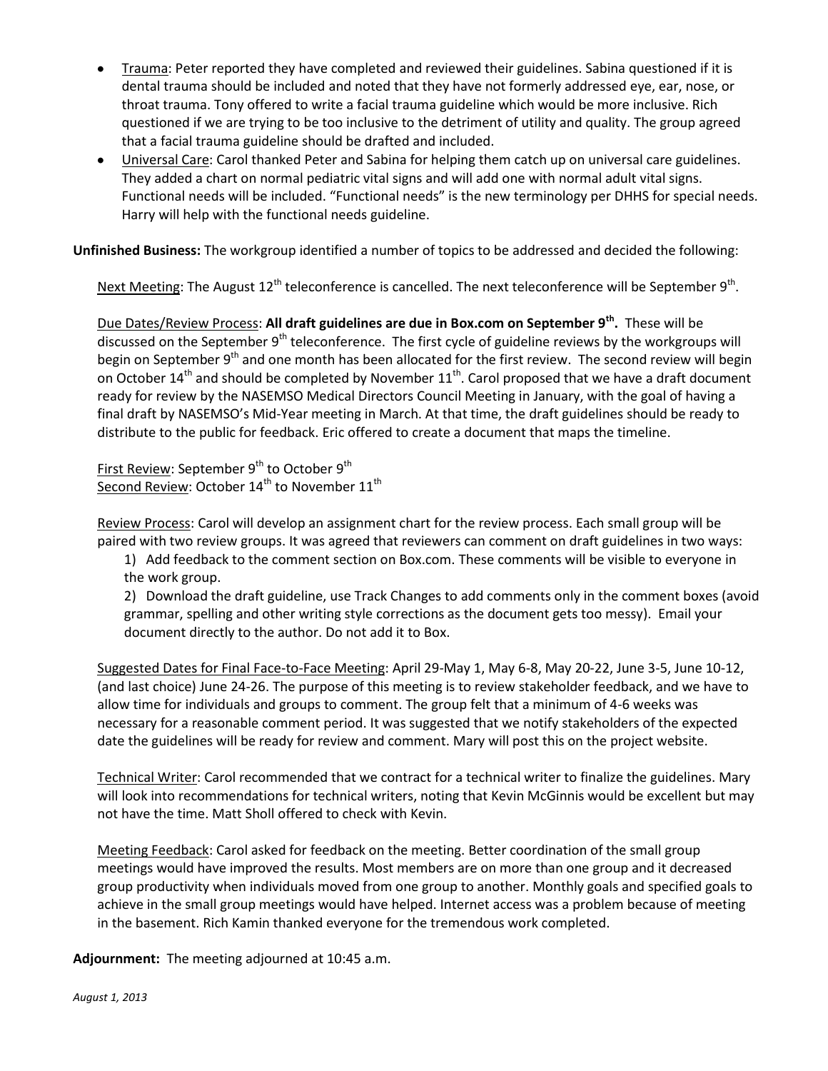- Trauma: Peter reported they have completed and reviewed their guidelines. Sabina questioned if it is dental trauma should be included and noted that they have not formerly addressed eye, ear, nose, or throat trauma. Tony offered to write a facial trauma guideline which would be more inclusive. Rich questioned if we are trying to be too inclusive to the detriment of utility and quality. The group agreed that a facial trauma guideline should be drafted and included.
- Universal Care: Carol thanked Peter and Sabina for helping them catch up on universal care guidelines. They added a chart on normal pediatric vital signs and will add one with normal adult vital signs. Functional needs will be included. "Functional needs" is the new terminology per DHHS for special needs. Harry will help with the functional needs guideline.

**Unfinished Business:** The workgroup identified a number of topics to be addressed and decided the following:

Next Meeting: The August 12th teleconference is cancelled. The next teleconference will be September 9th.

Due Dates/Review Process: **All draft guidelines are due in Box.com on September 9th.** These will be discussed on the September 9th teleconference. The first cycle of guideline reviews by the workgroups will begin on September 9th and one month has been allocated for the first review. The second review will begin on October 14th and should be completed by November 11th. Carol proposed that we have a draft document ready for review by the NASEMSO Medical Directors Council Meeting in January, with the goal of having a final draft by NASEMSO's Mid-Year meeting in March. At that time, the draft guidelines should be ready to distribute to the public for feedback. Eric offered to create a document that maps the timeline.

First Review: September 9th to October 9th
Second Review: October 14th to November 11th

Review Process: Carol will develop an assignment chart for the review process. Each small group will be paired with two review groups. It was agreed that reviewers can comment on draft guidelines in two ways:

1) Add feedback to the comment section on Box.com. These comments will be visible to everyone in the work group.
2) Download the draft guideline, use Track Changes to add comments only in the comment boxes (avoid grammar, spelling and other writing style corrections as the document gets too messy). Email your document directly to the author. Do not add it to Box.

Suggested Dates for Final Face-to-Face Meeting: April 29-May 1, May 6-8, May 20-22, June 3-5, June 10-12, (and last choice) June 24-26. The purpose of this meeting is to review stakeholder feedback, and we have to allow time for individuals and groups to comment. The group felt that a minimum of 4-6 weeks was necessary for a reasonable comment period. It was suggested that we notify stakeholders of the expected date the guidelines will be ready for review and comment. Mary will post this on the project website.

Technical Writer: Carol recommended that we contract for a technical writer to finalize the guidelines. Mary will look into recommendations for technical writers, noting that Kevin McGinnis would be excellent but may not have the time. Matt Sholl offered to check with Kevin.

Meeting Feedback: Carol asked for feedback on the meeting. Better coordination of the small group meetings would have improved the results. Most members are on more than one group and it decreased group productivity when individuals moved from one group to another. Monthly goals and specified goals to achieve in the small group meetings would have helped. Internet access was a problem because of meeting in the basement. Rich Kamin thanked everyone for the tremendous work completed.

**Adjournment:** The meeting adjourned at 10:45 a.m.

*August 1, 2013*